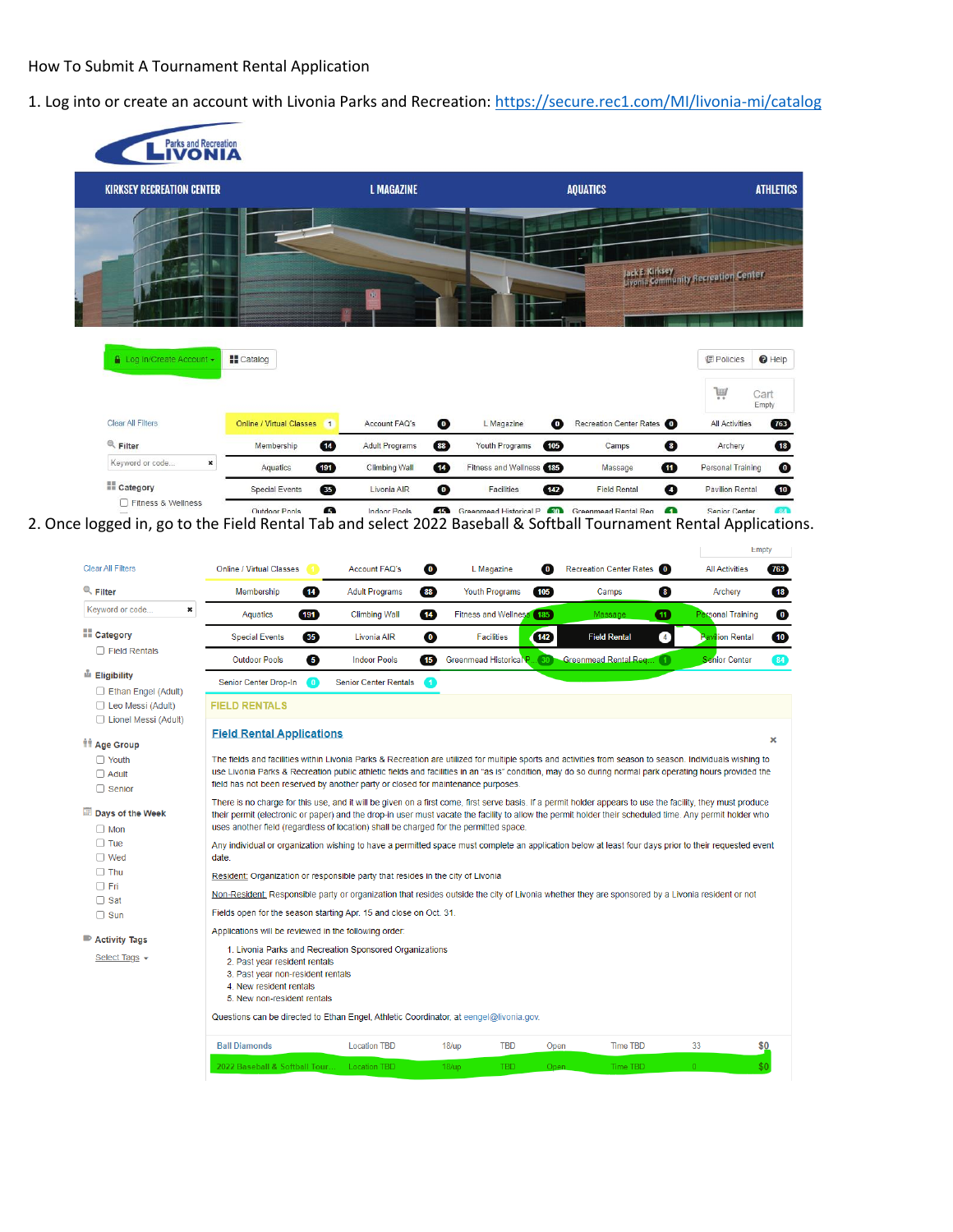How To Submit A Tournament Rental Application

1. Log into or create an account with Livonia Parks and Recreation: https://secure.rec1.com/MI/livonia-mi/catalog

2. Once logged in, go to the Field Rental Tab and select 2022 Baseball & Softball Tournament Rental Applications.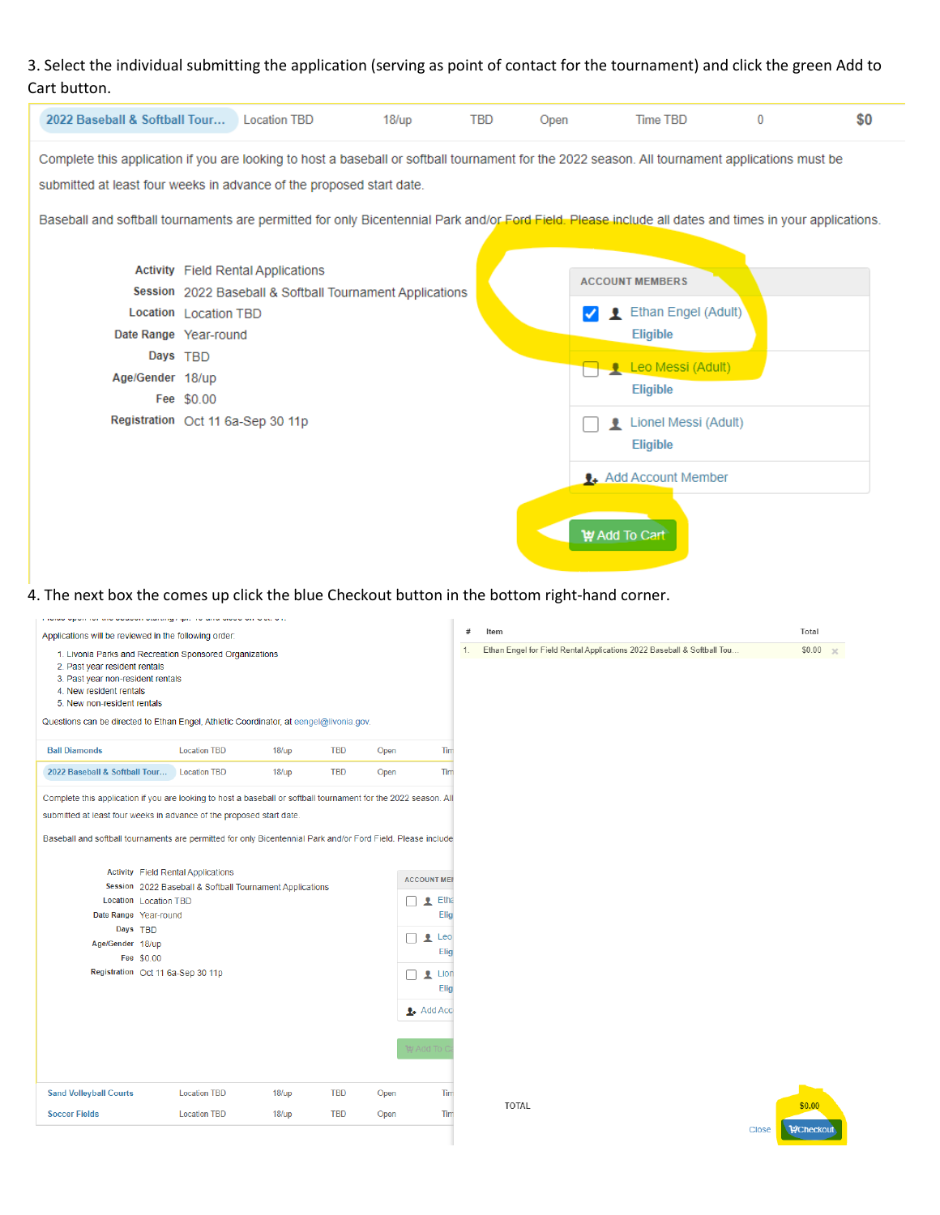3. Select the individual submitting the application (serving as point of contact for the tournament) and click the green Add to Cart button.

| 2022 Baseball & Softball Tour... | Location TBD | 18/up | TBD | Open | Time TBD | 0 | $0 |
|---|---|---|---|---|---|---|---|

Complete this application if you are looking to host a baseball or softball tournament for the 2022 season. All tournament applications must be submitted at least four weeks in advance of the proposed start date.

Baseball and softball tournaments are permitted for only Bicentennial Park and/or Ford Field. Please include all dates and times in your applications.

| | |
|---|---|
| **Activity** | Field Rental Applications |
| **Session** | 2022 Baseball & Softball Tournament Applications |
| **Location** | Location TBD |
| **Date Range** | Year-round |
| **Days** | TBD |
| **Age/Gender** | 18/up |
| **Fee** | $0.00 |
| **Registration** | Oct 11 6a-Sep 30 11p |

**ACCOUNT MEMBERS**

- [x] Ethan Engel (Adult) — Eligible
- [ ] Leo Messi (Adult) — Eligible
- [ ] Lionel Messi (Adult) — Eligible

Add Account Member

Add To Cart

4. The next box the comes up click the blue Checkout button in the bottom right-hand corner.

Applications will be reviewed in the following order:

1. Livonia Parks and Recreation Sponsored Organizations
2. Past year resident rentals
3. Past year non-resident rentals
4. New resident rentals
5. New non-resident rentals

Questions can be directed to Ethan Engel, Athletic Coordinator, at eengel@livonia.gov.

| Ball Diamonds | Location TBD | 18/up | TBD | Open |
|---|---|---|---|---|
| 2022 Baseball & Softball Tour... | Location TBD | 18/up | TBD | Open |

Complete this application if you are looking to host a baseball or softball tournament for the 2022 season. All submitted at least four weeks in advance of the proposed start date.

Baseball and softball tournaments are permitted for only Bicentennial Park and/or Ford Field. Please include

| | |
|---|---|
| **Activity** | Field Rental Applications |
| **Session** | 2022 Baseball & Softball Tournament Applications |
| **Location** | Location TBD |
| **Date Range** | Year-round |
| **Days** | TBD |
| **Age/Gender** | 18/up |
| **Fee** | $0.00 |
| **Registration** | Oct 11 6a-Sep 30 11p |

| Sand Volleyball Courts | Location TBD | 18/up | TBD | Open |
|---|---|---|---|---|
| Soccer Fields | Location TBD | 18/up | TBD | Open |

| # | Item | Total |
|---|---|---|
| 1. | Ethan Engel for Field Rental Applications 2022 Baseball & Softball Tou... | $0.00 |

TOTAL $0.00

Close Checkout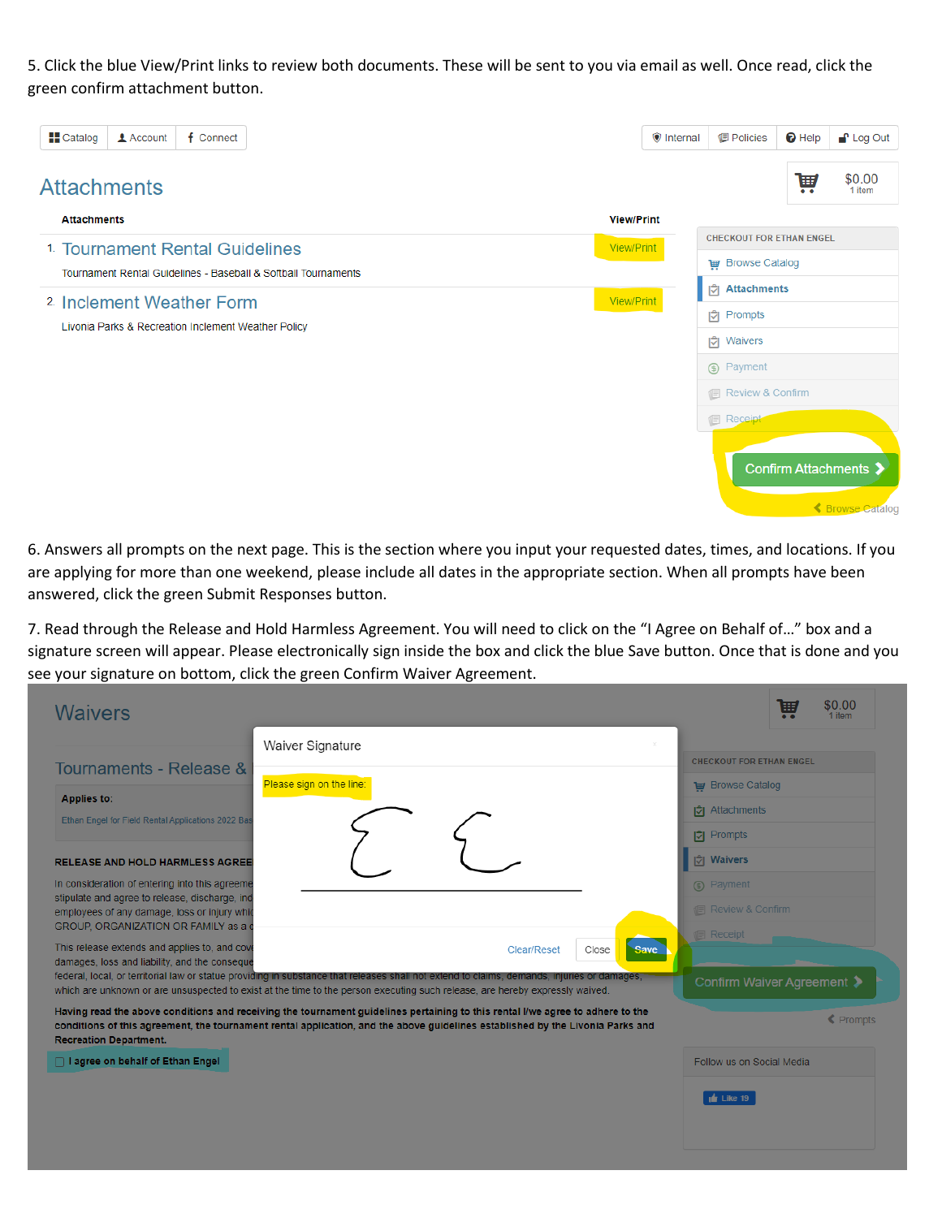5. Click the blue View/Print links to review both documents. These will be sent to you via email as well. Once read, click the green confirm attachment button.

6. Answers all prompts on the next page. This is the section where you input your requested dates, times, and locations. If you are applying for more than one weekend, please include all dates in the appropriate section. When all prompts have been answered, click the green Submit Responses button.

7. Read through the Release and Hold Harmless Agreement. You will need to click on the "I Agree on Behalf of…" box and a signature screen will appear. Please electronically sign inside the box and click the blue Save button. Once that is done and you see your signature on bottom, click the green Confirm Waiver Agreement.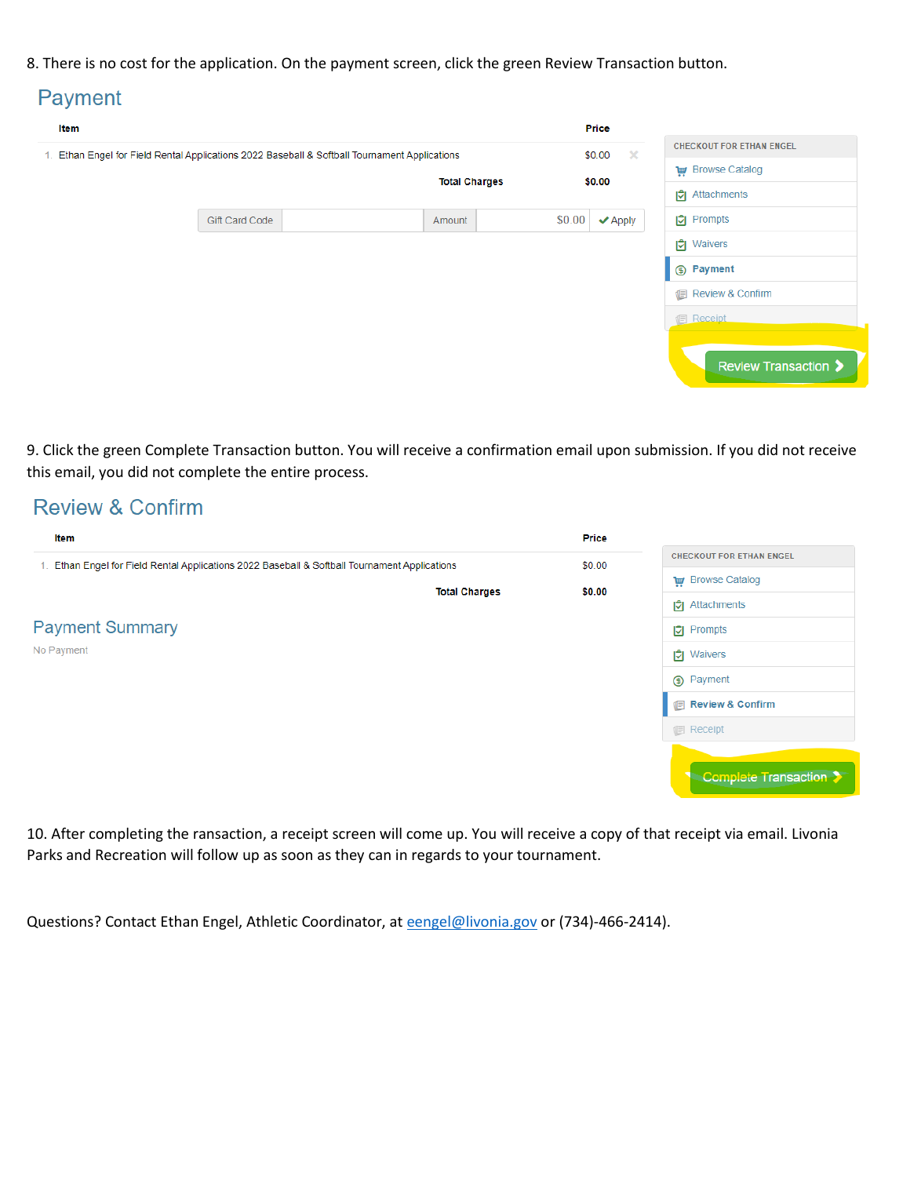8. There is no cost for the application. On the payment screen, click the green Review Transaction button.

## Payment

| Item | Price |
|---|---|
| 1. Ethan Engel for Field Rental Applications 2022 Baseball & Softball Tournament Applications | $0.00 |
| Total Charges | $0.00 |

Gift Card Code | Amount $0.00 | Apply

CHECKOUT FOR ETHAN ENGEL
- Browse Catalog
- Attachments
- Prompts
- Waivers
- **Payment**
- Review & Confirm
- Receipt

Review Transaction

9. Click the green Complete Transaction button. You will receive a confirmation email upon submission. If you did not receive this email, you did not complete the entire process.

## Review & Confirm

| Item | Price |
|---|---|
| 1. Ethan Engel for Field Rental Applications 2022 Baseball & Softball Tournament Applications | $0.00 |
| Total Charges | $0.00 |

### Payment Summary

No Payment

CHECKOUT FOR ETHAN ENGEL
- Browse Catalog
- Attachments
- Prompts
- Waivers
- Payment
- **Review & Confirm**
- Receipt

Complete Transaction

10. After completing the ransaction, a receipt screen will come up. You will receive a copy of that receipt via email. Livonia Parks and Recreation will follow up as soon as they can in regards to your tournament.

Questions? Contact Ethan Engel, Athletic Coordinator, at eengel@livonia.gov or (734)-466-2414).